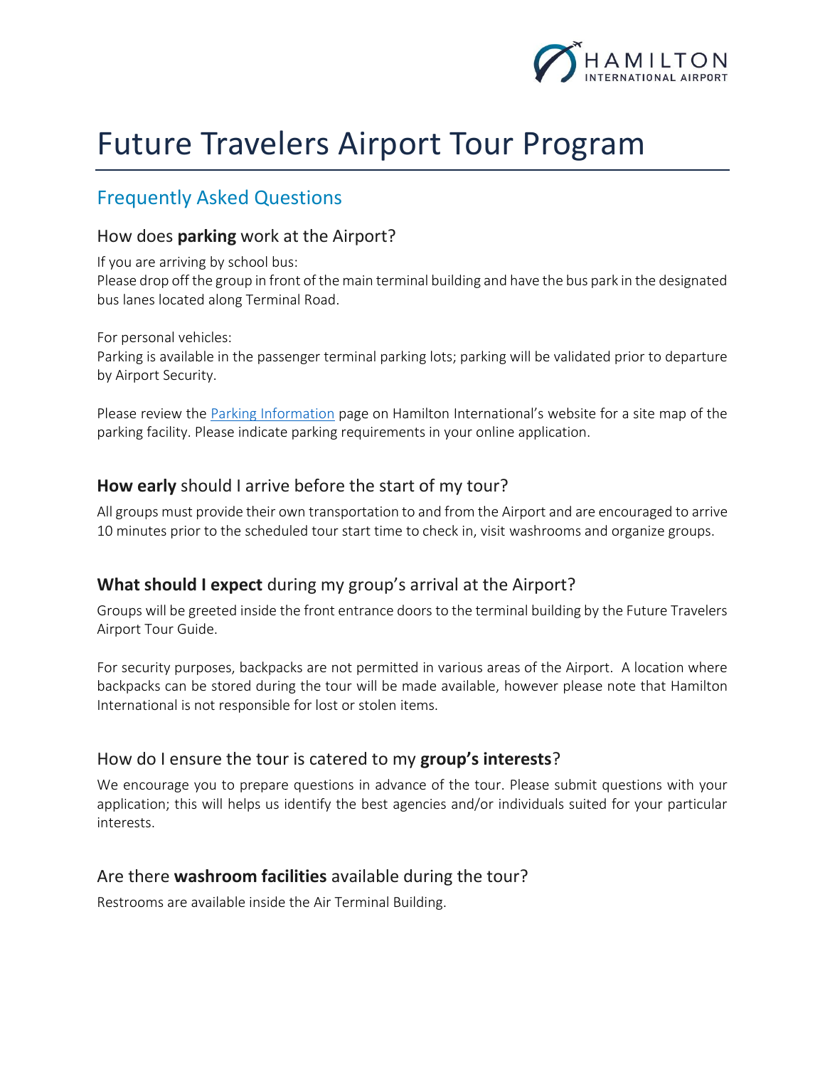# Future Travelers Airport Tour Program

## Frequently Asked Questions

### How does **parking** work at the Airport?

If you are arriving by school bus:
Please drop off the group in front of the main terminal building and have the bus park in the designated bus lanes located along Terminal Road.

For personal vehicles:
Parking is available in the passenger terminal parking lots; parking will be validated prior to departure by Airport Security.

Please review the Parking Information page on Hamilton International's website for a site map of the parking facility. Please indicate parking requirements in your online application.

### **How early** should I arrive before the start of my tour?

All groups must provide their own transportation to and from the Airport and are encouraged to arrive 10 minutes prior to the scheduled tour start time to check in, visit washrooms and organize groups.

### **What should I expect** during my group's arrival at the Airport?

Groups will be greeted inside the front entrance doors to the terminal building by the Future Travelers Airport Tour Guide.

For security purposes, backpacks are not permitted in various areas of the Airport. A location where backpacks can be stored during the tour will be made available, however please note that Hamilton International is not responsible for lost or stolen items.

### How do I ensure the tour is catered to my **group's interests**?

We encourage you to prepare questions in advance of the tour. Please submit questions with your application; this will helps us identify the best agencies and/or individuals suited for your particular interests.

### Are there **washroom facilities** available during the tour?

Restrooms are available inside the Air Terminal Building.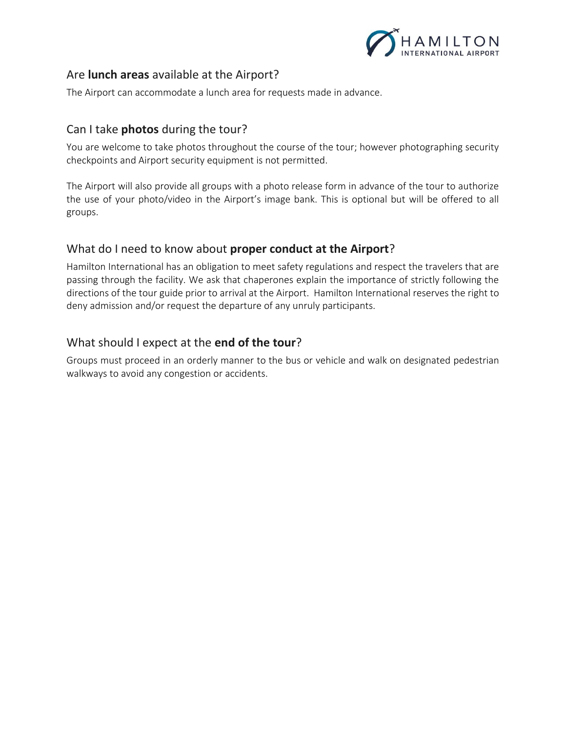## Are **lunch areas** available at the Airport?

The Airport can accommodate a lunch area for requests made in advance.

## Can I take **photos** during the tour?

You are welcome to take photos throughout the course of the tour; however photographing security checkpoints and Airport security equipment is not permitted.

The Airport will also provide all groups with a photo release form in advance of the tour to authorize the use of your photo/video in the Airport's image bank. This is optional but will be offered to all groups.

## What do I need to know about **proper conduct at the Airport**?

Hamilton International has an obligation to meet safety regulations and respect the travelers that are passing through the facility. We ask that chaperones explain the importance of strictly following the directions of the tour guide prior to arrival at the Airport. Hamilton International reserves the right to deny admission and/or request the departure of any unruly participants.

## What should I expect at the **end of the tour**?

Groups must proceed in an orderly manner to the bus or vehicle and walk on designated pedestrian walkways to avoid any congestion or accidents.